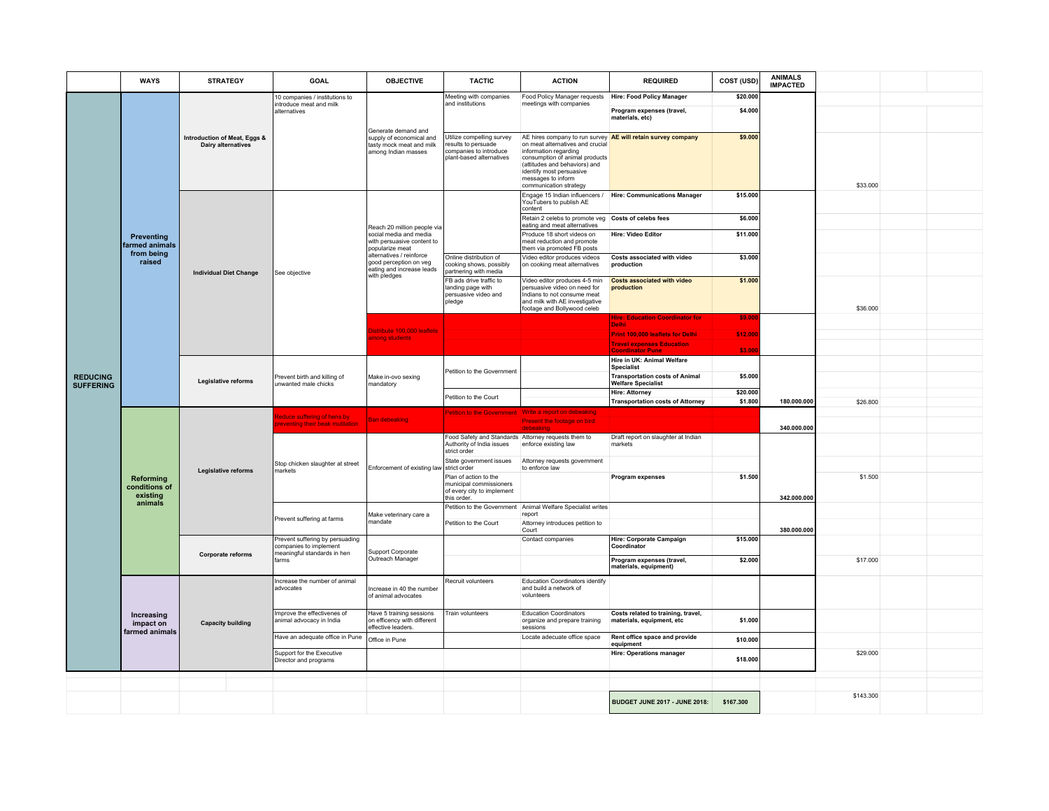| | WAYS | STRATEGY | GOAL | OBJECTIVE | TACTIC | ACTION | REQUIRED | COST (USD) | ANIMALS IMPACTED | | | |
|---|---|---|---|---|---|---|---|---|---|---|---|---|
| REDUCING SUFFERING | Preventing farmed animals from being raised | Introduction of Meat, Eggs & Dairy alternatives | 10 companies / institutions to introduce meat and milk alternatives | Generate demand and supply of economical and tasty mock meat and milk among Indian masses | Meeting with companies and institutions | Food Policy Manager requests meetings with companies | Hire: Food Policy Manager | $20.000 | | | | |
| | | | | | | | Program expenses (travel, materials, etc) | $4.000 | | | | |
| | | | | | Utilize compelling survey results to persuade companies to introduce plant-based alternatives | AE hires company to run survey on meat alternatives and crucial information regarding consumption of animal products (attitudes and behaviors) and identify most persuasive messages to inform communication strategy | AE will retain survey company | $9.000 | | $33.000 | | |
| | | Individual Diet Change | See objective | Reach 20 million people via social media and media with persuasive content to popularize meat alternatives / reinforce good perception on veg eating and increase leads with pledges | | Engage 15 Indian influencers / YouTubers to publish AE content | Hire: Communications Manager | $15.000 | | | | |
| | | | | | | Retain 2 celebs to promote veg eating and meat alternatives | Costs of celebs fees | $6.000 | | | | |
| | | | | | | Produce 18 short videos on meat reduction and promote them via promoted FB posts | Hire: Video Editor | $11.000 | | | | |
| | | | | | Online distribution of cooking shows, possibly partnering with media | Video editor produces videos on cooking meat alternatives | Costs associated with video production | $3.000 | | | | |
| | | | | | FB ads drive traffic to landing page with persuasive video and pledge | Video editor produces 4-5 min persuasive video on need for Indians to not consume meat and milk with AE investigative footage and Bollywood celeb | Costs associated with video production | $1.000 | | $36.000 | | |
| | | | | Distribute 100,000 leaflets among students | | | Hire: Education Coordinator for Delhi | $9.000 | | | | |
| | | | | | | | Print 100,000 leaflets for Delhi | $12.000 | | | | |
| | | | | | | | Travel expenses Education Coordinator Pune | $3.000 | | | | |
| | | Legislative reforms | Prevent birth and killing of unwanted male chicks | Make in-ovo sexing mandatory | Petition to the Government | | Hire in UK: Animal Welfare Specialist | | | | | |
| | | | | | | | Transportation costs of Animal Welfare Specialist | $5.000 | | | | |
| | | | | | Petition to the Court | | Hire: Attorney | $20.000 | | | | |
| | | | | | | | Transportation costs of Attorney | $1.800 | 180.000.000 | $26.800 | | |
| | Reforming conditions of existing animals | Legislative reforms | Reduce suffering of hens by preventing their beak mutilation | Ban debeaking | Petition to the Government | Write a report on debeaking | | | | | | |
| | | | | | | Present the footage on bird debeaking | | | 340.000.000 | | | |
| | | | Stop chicken slaughter at street markets | Enforcement of existing law | Food Safety and Standards Authority of India issues strict order | Attorney requests them to enforce existing law | Draft report on slaughter at Indian markets | | | | | |
| | | | | | State government issues strict order | Attorney requests government to enforce law | | | | | | |
| | | | | | Plan of action to the municipal commissioners of every city to implement this order. | | Program expenses | $1.500 | 342.000.000 | $1.500 | | |
| | | | Prevent suffering at farms | Make veterinary care a mandate | Petition to the Government | Animal Welfare Specialist writes report | | | | | | |
| | | | | | Petition to the Court | Attorney introduces petition to Court | | | 380.000.000 | | | |
| | | Corporate reforms | Prevent suffering by persuading companies to implement meaningful standards in hen farms | Support Corporate Outreach Manager | | Contact companies | Hire: Corporate Campaign Coordinator | $15.000 | | | | |
| | | | | | | | Program expenses (travel, materials, equipment) | $2.000 | | $17.000 | | |
| | Increasing impact on farmed animals | Capacity building | Increase the number of animal advocates | Increase in 40 the number of animal advocates | Recruit volunteers | Education Coordinators identify and build a network of volunteers | | | | | | |
| | | | Improve the effectivenes of animal advocacy in India | Have 5 training sessions on efficency with different effective leaders. | Train volunteers | Education Coordinators organize and prepare training sessions | Costs related to training, travel, materials, equipment, etc | $1.000 | | | | |
| | | | Have an adequate office in Pune | Office in Pune | | Locate adecuate office space | Rent office space and provide equipment | $10.000 | | | | |
| | | | Support for the Executive Director and programs | | | | Hire: Operations manager | $18.000 | | $29.000 | | |
| | | | | | | | BUDGET JUNE 2017 - JUNE 2018: | $167.300 | | $143.300 | | |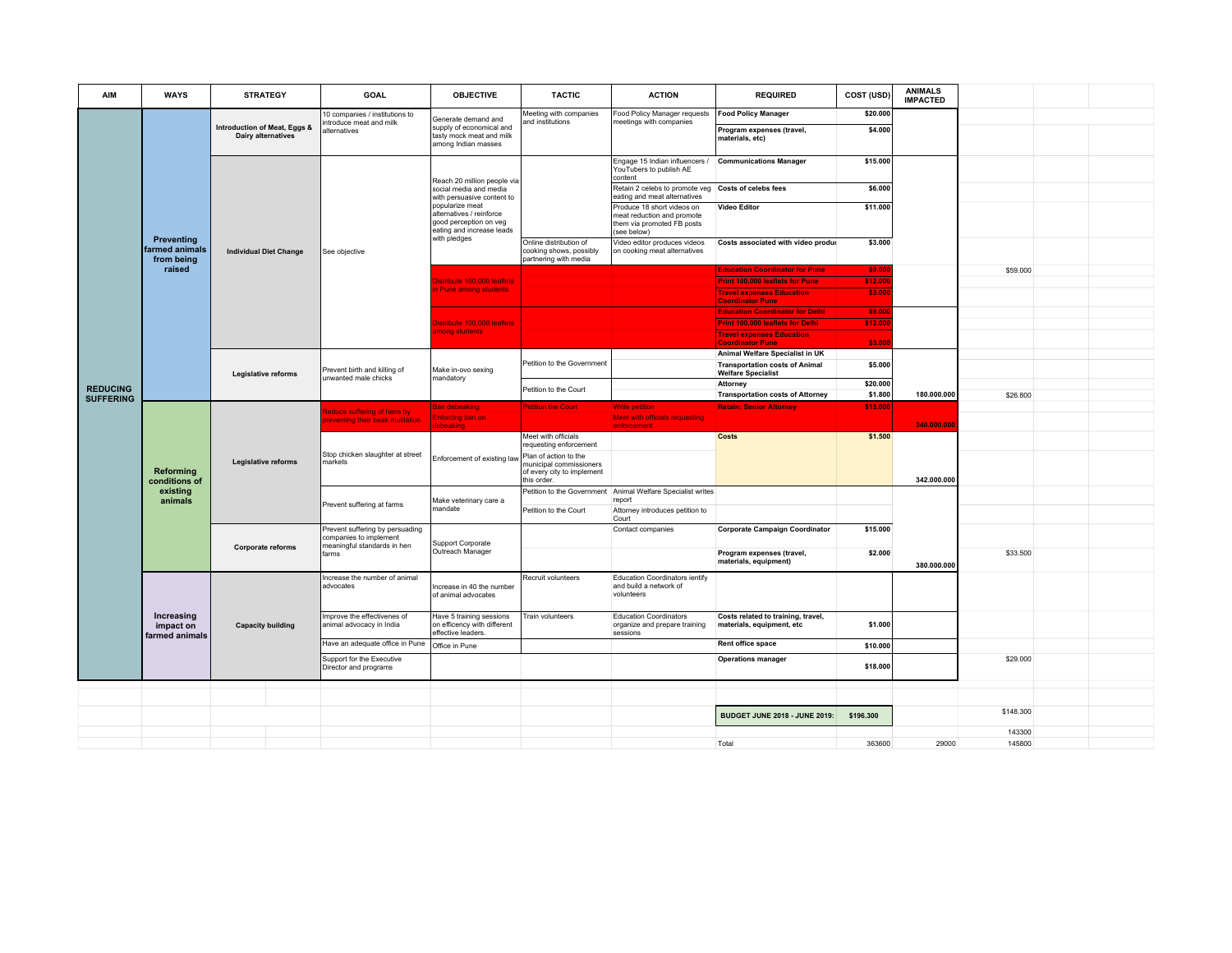| AIM | WAYS | STRATEGY | GOAL | OBJECTIVE | TACTIC | ACTION | REQUIRED | COST (USD) | ANIMALS IMPACTED | | | |
|---|---|---|---|---|---|---|---|---|---|---|---|---|
| REDUCING SUFFERING | Preventing farmed animals from being raised | Introduction of Meat, Eggs & Dairy alternatives | 10 companies / institutions to introduce meat and milk alternatives | Generate demand and supply of economical and tasty mock meat and milk among Indian masses | Meeting with companies and institutions | Food Policy Manager requests meetings with companies | Food Policy Manager | $20.000 | | | | |
| | | | | | | | Program expenses (travel, materials, etc) | $4.000 | | | | |
| | | Individual Diet Change | See objective | Reach 20 million people via social media and media with persuasive content to popularize meat alternatives / reinforce good perception on veg eating and increase leads with pledges | | Engage 15 Indian influencers / YouTubers to publish AE content | Communications Manager | $15.000 | | | | |
| | | | | | | Retain 2 celebs to promote veg eating and meat alternatives | Costs of celebs fees | $6.000 | | | | |
| | | | | | | Produce 18 short videos on meat reduction and promote them via promoted FB posts (see below) | Video Editor | $11.000 | | | | |
| | | | | | Online distribution of cooking shows, possibly partnering with media | Video editor produces videos on cooking meat alternatives | Costs associated with video produc | $3.000 | | | | |
| | | | | Distribute 100,000 leaflets in Pune among students | | | Education Coordinator for Pune | $9.000 | | $59.000 | | |
| | | | | | | | Print 100,000 leaflets for Pune | $12.000 | | | | |
| | | | | | | | Travel expenses Education Coordinator Pune | $3.000 | | | | |
| | | | | Distribute 100,000 leaflets among students | | | Education Coordinator for Delhi | $9.000 | | | | |
| | | | | | | | Print 100,000 leaflets for Delhi | $12.000 | | | | |
| | | | | | | | Travel expenses Education Coordinator Pune | $3.000 | | | | |
| | | Legislative reforms | Prevent birth and killing of unwanted male chicks | Make in-ovo sexing mandatory | Petition to the Government | | Animal Welfare Specialist in UK | | | | | |
| | | | | | | | Transportation costs of Animal Welfare Specialist | $5.000 | | | | |
| | | | | | Petition to the Court | | Attorney | $20.000 | | | | |
| | | | | | | | Transportation costs of Attorney | $1.800 | 180.000.000 | $26.800 | | |
| | Reforming conditions of existing animals | Legislative reforms | Reduce suffering of hens by preventing their beak mutilation | Ban debeaking Enforcing ban on debeaking | Petition the Court | Write petition Meet with officials requesting enforcement | Retain: Senior Attorney | $15.000 | 340.000.000 | | | |
| | | | Stop chicken slaughter at street markets | Enforcement of existing law | Meet with officials requesting enforcement | | Costs | $1.500 | | | | |
| | | | | | Plan of action to the municipal commissioners of every city to implement this order. | | | | 342.000.000 | | | |
| | | | Prevent suffering at farms | Make veterinary care a mandate | Petition to the Government | Animal Welfare Specialist writes report | | | | | | |
| | | | | | Petition to the Court | Attorney introduces petition to Court | | | | | | |
| | | Corporate reforms | Prevent suffering by persuading companies to implement meaningful standards in hen farms | Support Corporate Outreach Manager | | Contact companies | Corporate Campaign Coordinator | $15.000 | | | | |
| | | | | | | | Program expenses (travel, materials, equipment) | $2.000 | 380.000.000 | $33.500 | | |
| | Increasing impact on farmed animals | Capacity building | Increase the number of animal advocates | Increase in 40 the number of animal advocates | Recruit volunteers | Education Coordinators ientify and build a network of volunteers | | | | | | |
| | | | Improve the effectivenes of animal advocacy in India | Have 5 training sessions on efficency with different effective leaders. | Train volunteers | Education Coordinators organize and prepare training sessions | Costs related to training, travel, materials, equipment, etc | $1.000 | | | | |
| | | | Have an adequate office in Pune | Office in Pune | | | Rent office space | $10.000 | | | | |
| | | | Support for the Executive Director and programs | | | | Operations manager | $18.000 | | $29.000 | | |
| | | | | | | | | | | | | |
| | | | | | | | BUDGET JUNE 2018 - JUNE 2019: | $196.300 | | $148.300 | | |
| | | | | | | | | | | 143300 | | |
| | | | | | | | Total | 363600 | 29000 | 145800 | | |